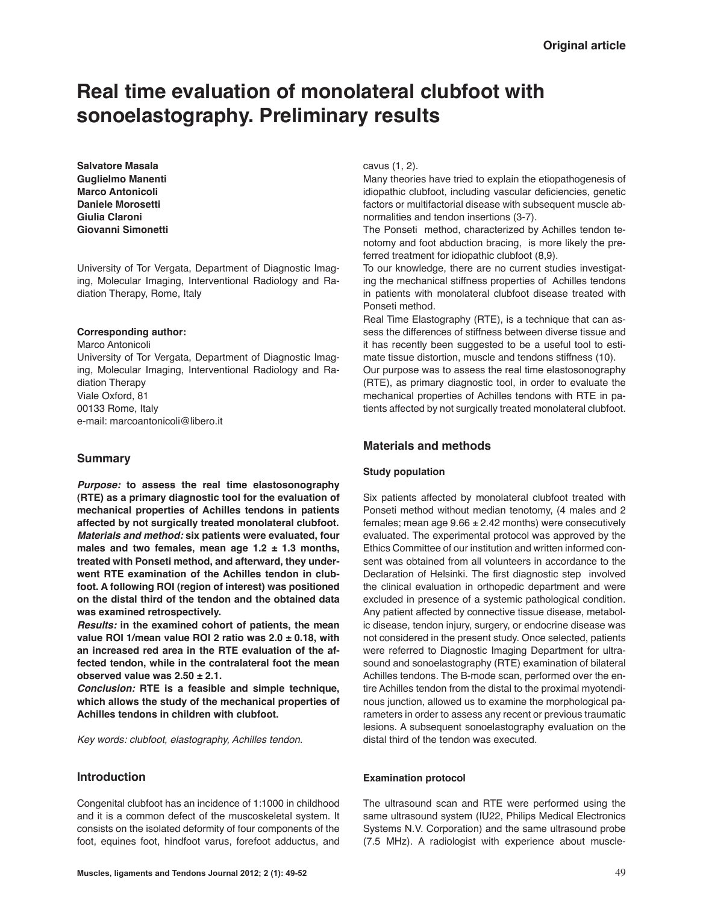**Original article**

# Real time evaluation of monolateral clubfoot with sonoelastography. Preliminary results

**Salvatore Masala**
**Guglielmo Manenti**
**Marco Antonicoli**
**Daniele Morosetti**
**Giulia Claroni**
**Giovanni Simonetti**

University of Tor Vergata, Department of Diagnostic Imaging, Molecular Imaging, Interventional Radiology and Radiation Therapy, Rome, Italy

**Corresponding author:**
Marco Antonicoli
University of Tor Vergata, Department of Diagnostic Imaging, Molecular Imaging, Interventional Radiology and Radiation Therapy
Viale Oxford, 81
00133 Rome, Italy
e-mail: marcoantonicoli@libero.it

## Summary

***Purpose:*** **to assess the real time elastosonography (RTE) as a primary diagnostic tool for the evaluation of mechanical properties of Achilles tendons in patients affected by not surgically treated monolateral clubfoot.**
***Materials and method:*** **six patients were evaluated, four males and two females, mean age 1.2 ± 1.3 months, treated with Ponseti method, and afterward, they underwent RTE examination of the Achilles tendon in clubfoot. A following ROI (region of interest) was positioned on the distal third of the tendon and the obtained data was examined retrospectively.**
***Results:*** **in the examined cohort of patients, the mean value ROI 1/mean value ROI 2 ratio was 2.0 ± 0.18, with an increased red area in the RTE evaluation of the affected tendon, while in the contralateral foot the mean observed value was 2.50 ± 2.1.**
***Conclusion:*** **RTE is a feasible and simple technique, which allows the study of the mechanical properties of Achilles tendons in children with clubfoot.**

*Key words: clubfoot, elastography, Achilles tendon.*

## Introduction

Congenital clubfoot has an incidence of 1:1000 in childhood and it is a common defect of the muscoskeletal system. It consists on the isolated deformity of four components of the foot, equines foot, hindfoot varus, forefoot adductus, and cavus (1, 2).

Many theories have tried to explain the etiopathogenesis of idiopathic clubfoot, including vascular deficiencies, genetic factors or multifactorial disease with subsequent muscle abnormalities and tendon insertions (3-7).

The Ponseti method, characterized by Achilles tendon tenotomy and foot abduction bracing, is more likely the preferred treatment for idiopathic clubfoot (8,9).

To our knowledge, there are no current studies investigating the mechanical stiffness properties of Achilles tendons in patients with monolateral clubfoot disease treated with Ponseti method.

Real Time Elastography (RTE), is a technique that can assess the differences of stiffness between diverse tissue and it has recently been suggested to be a useful tool to estimate tissue distortion, muscle and tendons stiffness (10).

Our purpose was to assess the real time elastosonography (RTE), as primary diagnostic tool, in order to evaluate the mechanical properties of Achilles tendons with RTE in patients affected by not surgically treated monolateral clubfoot.

## Materials and methods

### Study population

Six patients affected by monolateral clubfoot treated with Ponseti method without median tenotomy, (4 males and 2 females; mean age 9.66 ± 2.42 months) were consecutively evaluated. The experimental protocol was approved by the Ethics Committee of our institution and written informed consent was obtained from all volunteers in accordance to the Declaration of Helsinki. The first diagnostic step involved the clinical evaluation in orthopedic department and were excluded in presence of a systemic pathological condition. Any patient affected by connective tissue disease, metabolic disease, tendon injury, surgery, or endocrine disease was not considered in the present study. Once selected, patients were referred to Diagnostic Imaging Department for ultrasound and sonoelastography (RTE) examination of bilateral Achilles tendons. The B-mode scan, performed over the entire Achilles tendon from the distal to the proximal myotendinous junction, allowed us to examine the morphological parameters in order to assess any recent or previous traumatic lesions. A subsequent sonoelastography evaluation on the distal third of the tendon was executed.

### Examination protocol

The ultrasound scan and RTE were performed using the same ultrasound system (IU22, Philips Medical Electronics Systems N.V. Corporation) and the same ultrasound probe (7.5 MHz). A radiologist with experience about muscle-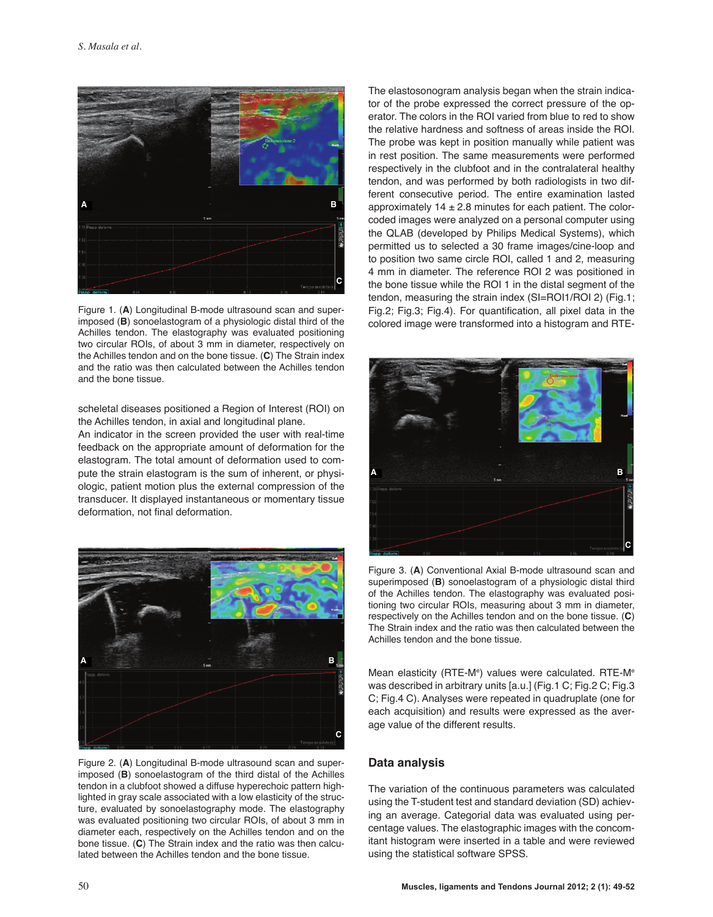Figure 1. (**A**) Longitudinal B-mode ultrasound scan and superimposed (**B**) sonoelastogram of a physiologic distal third of the Achilles tendon. The elastography was evaluated positioning two circular ROIs, of about 3 mm in diameter, respectively on the Achilles tendon and on the bone tissue. (**C**) The Strain index and the ratio was then calculated between the Achilles tendon and the bone tissue.

scheletal diseases positioned a Region of Interest (ROI) on the Achilles tendon, in axial and longitudinal plane.
An indicator in the screen provided the user with real-time feedback on the appropriate amount of deformation for the elastogram. The total amount of deformation used to compute the strain elastogram is the sum of inherent, or physiologic, patient motion plus the external compression of the transducer. It displayed instantaneous or momentary tissue deformation, not final deformation.

Figure 2. (**A**) Longitudinal B-mode ultrasound scan and superimposed (**B**) sonoelastogram of the third distal of the Achilles tendon in a clubfoot showed a diffuse hyperechoic pattern highlighted in gray scale associated with a low elasticity of the structure, evaluated by sonoelastography mode. The elastography was evaluated positioning two circular ROIs, of about 3 mm in diameter each, respectively on the Achilles tendon and on the bone tissue. (**C**) The Strain index and the ratio was then calculated between the Achilles tendon and the bone tissue.

The elastosonogram analysis began when the strain indicator of the probe expressed the correct pressure of the operator. The colors in the ROI varied from blue to red to show the relative hardness and softness of areas inside the ROI. The probe was kept in position manually while patient was in rest position. The same measurements were performed respectively in the clubfoot and in the contralateral healthy tendon, and was performed by both radiologists in two different consecutive period. The entire examination lasted approximately 14 ± 2.8 minutes for each patient. The color-coded images were analyzed on a personal computer using the QLAB (developed by Philips Medical Systems), which permitted us to selected a 30 frame images/cine-loop and to position two same circle ROI, called 1 and 2, measuring 4 mm in diameter. The reference ROI 2 was positioned in the bone tissue while the ROI 1 in the distal segment of the tendon, measuring the strain index (SI=ROI1/ROI 2) (Fig.1; Fig.2; Fig.3; Fig.4). For quantification, all pixel data in the colored image were transformed into a histogram and RTE-Mean elasticity (RTE-M$^e$) values were calculated. RTE-M$^e$ was described in arbitrary units [a.u.] (Fig.1 C; Fig.2 C; Fig.3 C; Fig.4 C). Analyses were repeated in quadruplate (one for each acquisition) and results were expressed as the average value of the different results.

Figure 3. (**A**) Conventional Axial B-mode ultrasound scan and superimposed (**B**) sonoelastogram of a physiologic distal third of the Achilles tendon. The elastography was evaluated positioning two circular ROIs, measuring about 3 mm in diameter, respectively on the Achilles tendon and on the bone tissue. (**C**) The Strain index and the ratio was then calculated between the Achilles tendon and the bone tissue.

## Data analysis

The variation of the continuous parameters was calculated using the T-student test and standard deviation (SD) achieving an average. Categorial data was evaluated using percentage values. The elastographic images with the concomitant histogram were inserted in a table and were reviewed using the statistical software SPSS.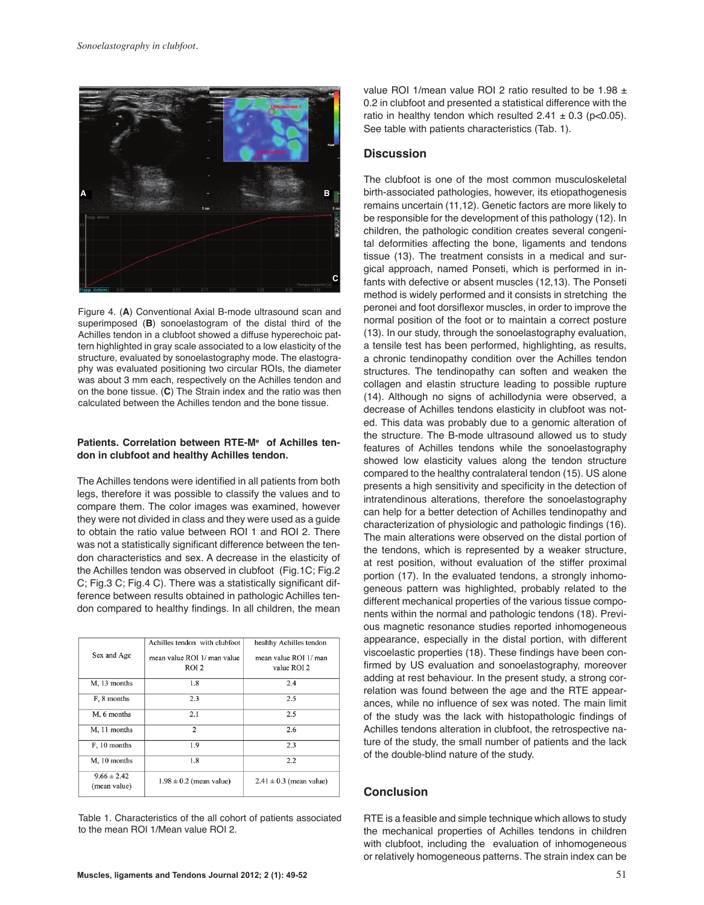Figure 4. (**A**) Conventional Axial B-mode ultrasound scan and superimposed (**B**) sonoelastogram of the distal third of the Achilles tendon in a clubfoot showed a diffuse hyperechoic pattern highlighted in gray scale associated to a low elasticity of the structure, evaluated by sonoelastography mode. The elastography was evaluated positioning two circular ROIs, the diameter was about 3 mm each, respectively on the Achilles tendon and on the bone tissue. (**C**) The Strain index and the ratio was then calculated between the Achilles tendon and the bone tissue.

**Patients. Correlation between RTE-M[e] of Achilles tendon in clubfoot and healthy Achilles tendon.**

The Achilles tendons were identified in all patients from both legs, therefore it was possible to classify the values and to compare them. The color images was examined, however they were not divided in class and they were used as a guide to obtain the ratio value between ROI 1 and ROI 2. There was not a statistically significant difference between the tendon characteristics and sex. A decrease in the elasticity of the Achilles tendon was observed in clubfoot (Fig.1C; Fig.2 C; Fig.3 C; Fig.4 C). There was a statistically significant difference between results obtained in pathologic Achilles tendon compared to healthy findings. In all children, the mean value ROI 1/mean value ROI 2 ratio resulted to be 1.98 ± 0.2 in clubfoot and presented a statistical difference with the ratio in healthy tendon which resulted 2.41 ± 0.3 ($p<0.05$). See table with patients characteristics (Tab. 1).

| Sex and Age | Achilles tendon with clubfoot mean value ROI 1/ man value ROI 2 | healthy Achilles tendon mean value ROI 1/ man value ROI 2 |
|---|---|---|
| M, 13 months | 1.8 | 2.4 |
| F, 8 months | 2.3 | 2.5 |
| M, 6 months | 2.1 | 2.5 |
| M, 11 months | 2 | 2.6 |
| F, 10 months | 1.9 | 2.3 |
| M, 10 months | 1.8 | 2.2 |
| 9.66 ± 2.42 (mean value) | 1.98 ± 0.2 (mean value) | 2.41 ± 0.3 (mean value) |

Table 1. Characteristics of the all cohort of patients associated to the mean ROI 1/Mean value ROI 2.

## Discussion

The clubfoot is one of the most common musculoskeletal birth-associated pathologies, however, its etiopathogenesis remains uncertain (11,12). Genetic factors are more likely to be responsible for the development of this pathology (12). In children, the pathologic condition creates several congenital deformities affecting the bone, ligaments and tendons tissue (13). The treatment consists in a medical and surgical approach, named Ponseti, which is performed in infants with defective or absent muscles (12,13). The Ponseti method is widely performed and it consists in stretching the peronei and foot dorsiflexor muscles, in order to improve the normal position of the foot or to maintain a correct posture (13). In our study, through the sonoelastography evaluation, a tensile test has been performed, highlighting, as results, a chronic tendinopathy condition over the Achilles tendon structures. The tendinopathy can soften and weaken the collagen and elastin structure leading to possible rupture (14). Although no signs of achillodynia were observed, a decrease of Achilles tendons elasticity in clubfoot was noted. This data was probably due to a genomic alteration of the structure. The B-mode ultrasound allowed us to study features of Achilles tendons while the sonoelastography showed low elasticity values along the tendon structure compared to the healthy contralateral tendon (15). US alone presents a high sensitivity and specificity in the detection of intratendinous alterations, therefore the sonoelastography can help for a better detection of Achilles tendinopathy and characterization of physiologic and pathologic findings (16). The main alterations were observed on the distal portion of the tendons, which is represented by a weaker structure, at rest position, without evaluation of the stiffer proximal portion (17). In the evaluated tendons, a strongly inhomogeneous pattern was highlighted, probably related to the different mechanical properties of the various tissue components within the normal and pathologic tendons (18). Previous magnetic resonance studies reported inhomogeneous appearance, especially in the distal portion, with different viscoelastic properties (18). These findings have been confirmed by US evaluation and sonoelastography, moreover adding at rest behaviour. In the present study, a strong correlation was found between the age and the RTE appearances, while no influence of sex was noted. The main limit of the study was the lack with histopathologic findings of Achilles tendons alteration in clubfoot, the retrospective nature of the study, the small number of patients and the lack of the double-blind nature of the study.

## Conclusion

RTE is a feasible and simple technique which allows to study the mechanical properties of Achilles tendons in children with clubfoot, including the evaluation of inhomogeneous or relatively homogeneous patterns. The strain index can be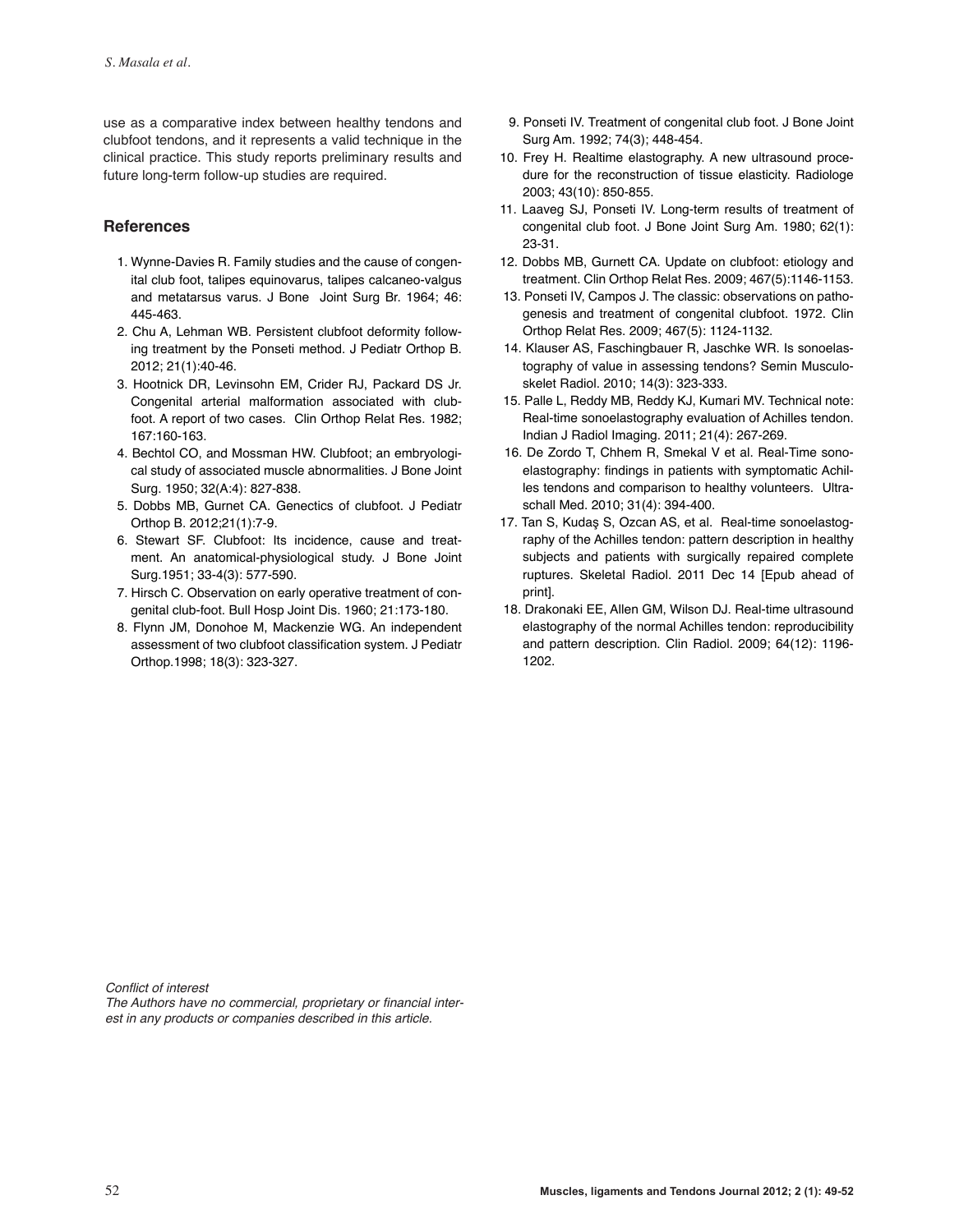use as a comparative index between healthy tendons and clubfoot tendons, and it represents a valid technique in the clinical practice. This study reports preliminary results and future long-term follow-up studies are required.

## References

1. Wynne-Davies R. Family studies and the cause of congenital club foot, talipes equinovarus, talipes calcaneo-valgus and metatarsus varus. J Bone Joint Surg Br. 1964; 46: 445-463.
2. Chu A, Lehman WB. Persistent clubfoot deformity following treatment by the Ponseti method. J Pediatr Orthop B. 2012; 21(1):40-46.
3. Hootnick DR, Levinsohn EM, Crider RJ, Packard DS Jr. Congenital arterial malformation associated with clubfoot. A report of two cases. Clin Orthop Relat Res. 1982; 167:160-163.
4. Bechtol CO, and Mossman HW. Clubfoot; an embryological study of associated muscle abnormalities. J Bone Joint Surg. 1950; 32(A:4): 827-838.
5. Dobbs MB, Gurnet CA. Genectics of clubfoot. J Pediatr Orthop B. 2012;21(1):7-9.
6. Stewart SF. Clubfoot: Its incidence, cause and treatment. An anatomical-physiological study. J Bone Joint Surg.1951; 33-4(3): 577-590.
7. Hirsch C. Observation on early operative treatment of congenital club-foot. Bull Hosp Joint Dis. 1960; 21:173-180.
8. Flynn JM, Donohoe M, Mackenzie WG. An independent assessment of two clubfoot classification system. J Pediatr Orthop.1998; 18(3): 323-327.
9. Ponseti IV. Treatment of congenital club foot. J Bone Joint Surg Am. 1992; 74(3); 448-454.
10. Frey H. Realtime elastography. A new ultrasound procedure for the reconstruction of tissue elasticity. Radiologe 2003; 43(10): 850-855.
11. Laaveg SJ, Ponseti IV. Long-term results of treatment of congenital club foot. J Bone Joint Surg Am. 1980; 62(1): 23-31.
12. Dobbs MB, Gurnett CA. Update on clubfoot: etiology and treatment. Clin Orthop Relat Res. 2009; 467(5):1146-1153.
13. Ponseti IV, Campos J. The classic: observations on pathogenesis and treatment of congenital clubfoot. 1972. Clin Orthop Relat Res. 2009; 467(5): 1124-1132.
14. Klauser AS, Faschingbauer R, Jaschke WR. Is sonoelastography of value in assessing tendons? Semin Musculoskelet Radiol. 2010; 14(3): 323-333.
15. Palle L, Reddy MB, Reddy KJ, Kumari MV. Technical note: Real-time sonoelastography evaluation of Achilles tendon. Indian J Radiol Imaging. 2011; 21(4): 267-269.
16. De Zordo T, Chhem R, Smekal V et al. Real-Time sonoelastography: findings in patients with symptomatic Achilles tendons and comparison to healthy volunteers. Ultraschall Med. 2010; 31(4): 394-400.
17. Tan S, Kudaş S, Ozcan AS, et al. Real-time sonoelastography of the Achilles tendon: pattern description in healthy subjects and patients with surgically repaired complete ruptures. Skeletal Radiol. 2011 Dec 14 [Epub ahead of print].
18. Drakonaki EE, Allen GM, Wilson DJ. Real-time ultrasound elastography of the normal Achilles tendon: reproducibility and pattern description. Clin Radiol. 2009; 64(12): 1196-1202.

*Conflict of interest*
*The Authors have no commercial, proprietary or financial interest in any products or companies described in this article.*